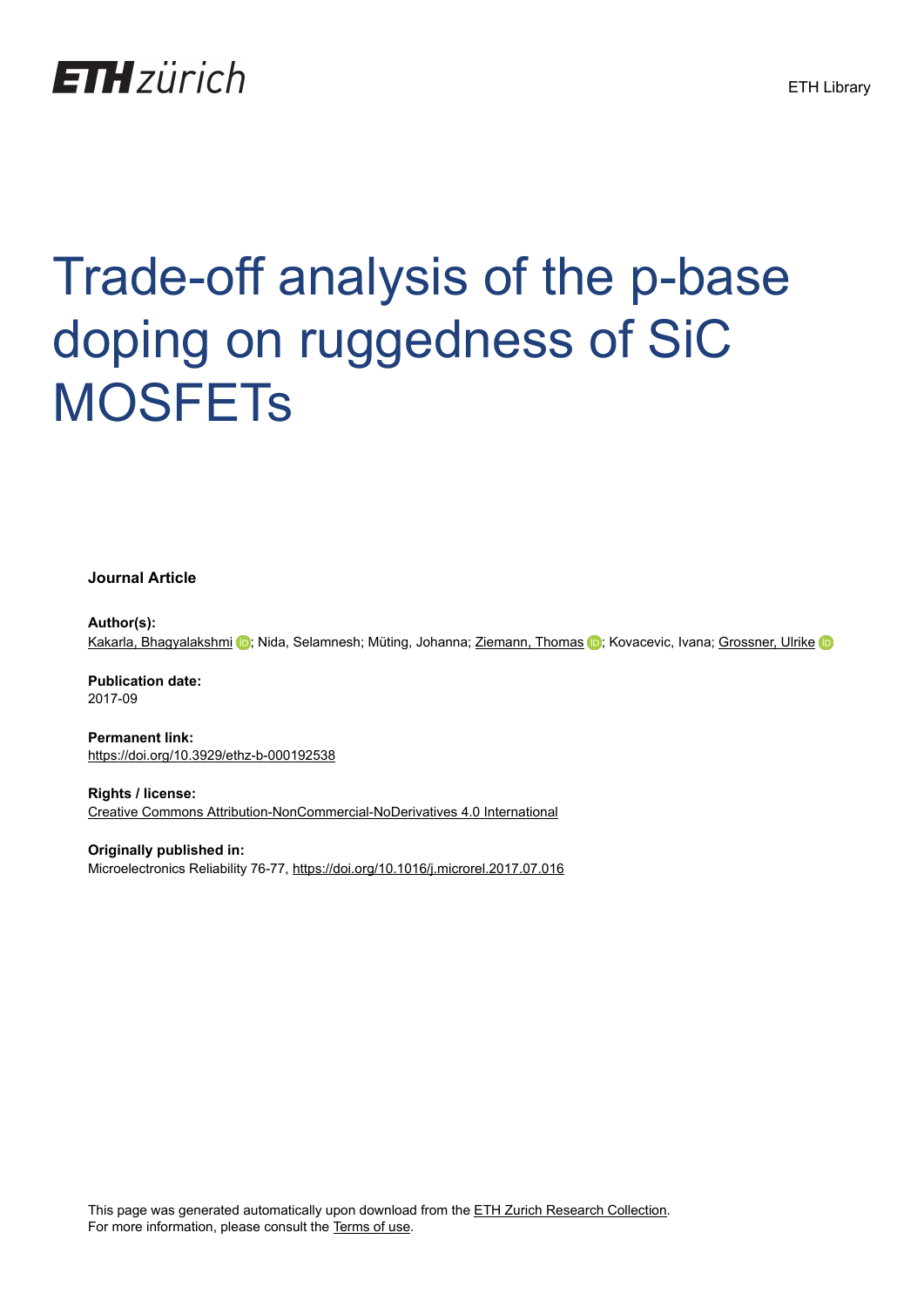ETH zürich

ETH Library

# Trade-off analysis of the p-base doping on ruggedness of SiC MOSFETs

**Journal Article**

**Author(s):**
Kakarla, Bhagyalakshmi; Nida, Selamnesh; Müting, Johanna; Ziemann, Thomas; Kovacevic, Ivana; Grossner, Ulrike

**Publication date:**
2017-09

**Permanent link:**
https://doi.org/10.3929/ethz-b-000192538

**Rights / license:**
Creative Commons Attribution-NonCommercial-NoDerivatives 4.0 International

**Originally published in:**
Microelectronics Reliability 76-77, https://doi.org/10.1016/j.microrel.2017.07.016

This page was generated automatically upon download from the ETH Zurich Research Collection.
For more information, please consult the Terms of use.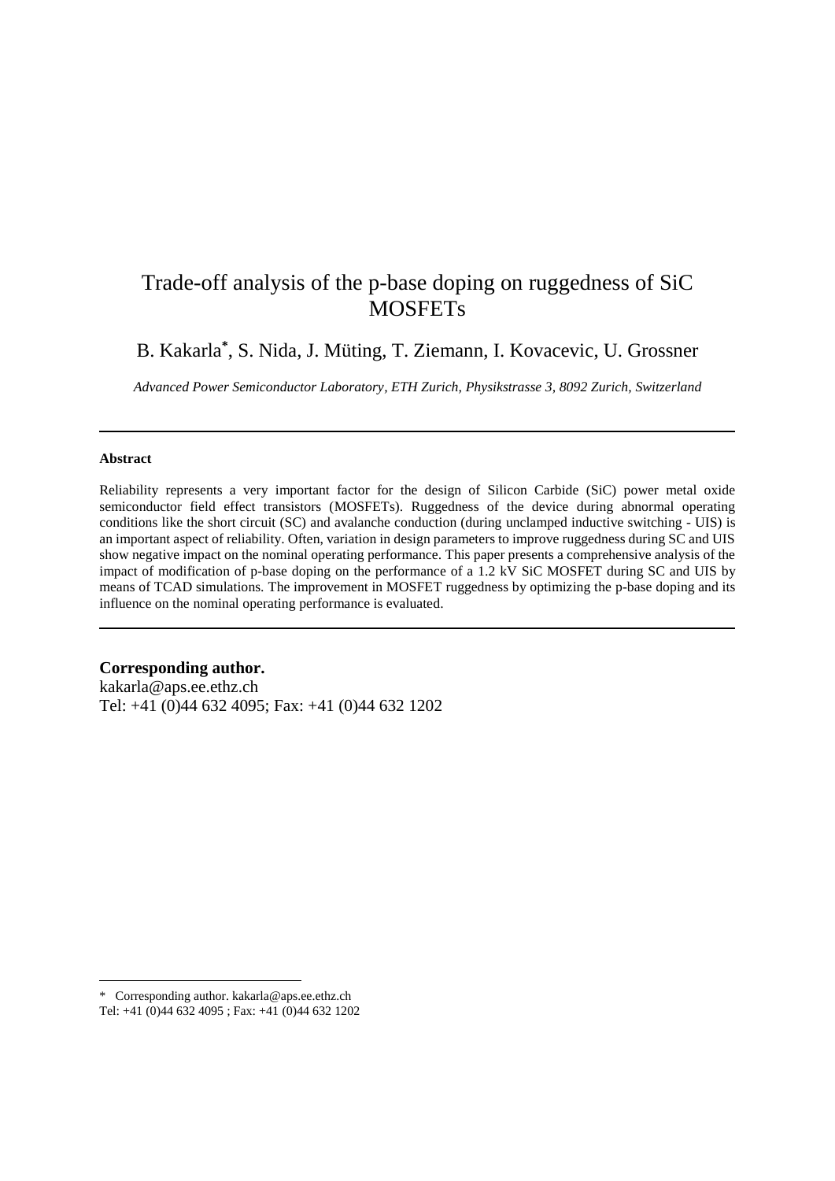# Trade-off analysis of the p-base doping on ruggedness of SiC MOSFETs

B. Kakarla*, S. Nida, J. Müting, T. Ziemann, I. Kovacevic, U. Grossner

*Advanced Power Semiconductor Laboratory, ETH Zurich, Physikstrasse 3, 8092 Zurich, Switzerland*

---

**Abstract**

Reliability represents a very important factor for the design of Silicon Carbide (SiC) power metal oxide semiconductor field effect transistors (MOSFETs). Ruggedness of the device during abnormal operating conditions like the short circuit (SC) and avalanche conduction (during unclamped inductive switching - UIS) is an important aspect of reliability. Often, variation in design parameters to improve ruggedness during SC and UIS show negative impact on the nominal operating performance. This paper presents a comprehensive analysis of the impact of modification of p-base doping on the performance of a 1.2 kV SiC MOSFET during SC and UIS by means of TCAD simulations. The improvement in MOSFET ruggedness by optimizing the p-base doping and its influence on the nominal operating performance is evaluated.

---

**Corresponding author.**
kakarla@aps.ee.ethz.ch
Tel: +41 (0)44 632 4095; Fax: +41 (0)44 632 1202

---

* Corresponding author. kakarla@aps.ee.ethz.ch
Tel: +41 (0)44 632 4095 ; Fax: +41 (0)44 632 1202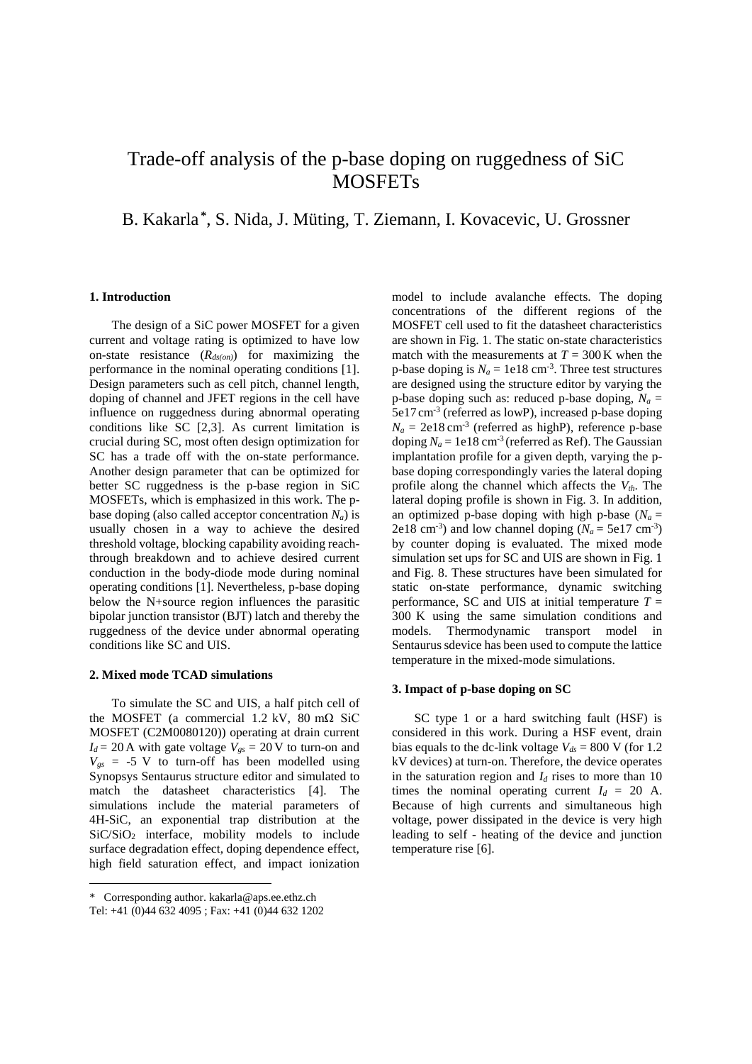# Trade-off analysis of the p-base doping on ruggedness of SiC MOSFETs

B. Kakarla [*], S. Nida, J. Müting, T. Ziemann, I. Kovacevic, U. Grossner

### 1. Introduction

The design of a SiC power MOSFET for a given current and voltage rating is optimized to have low on-state resistance ($R_{ds(on)}$) for maximizing the performance in the nominal operating conditions [1]. Design parameters such as cell pitch, channel length, doping of channel and JFET regions in the cell have influence on ruggedness during abnormal operating conditions like SC [2,3]. As current limitation is crucial during SC, most often design optimization for SC has a trade off with the on-state performance. Another design parameter that can be optimized for better SC ruggedness is the p-base region in SiC MOSFETs, which is emphasized in this work. The p-base doping (also called acceptor concentration $N_a$) is usually chosen in a way to achieve the desired threshold voltage, blocking capability avoiding reach-through breakdown and to achieve desired current conduction in the body-diode mode during nominal operating conditions [1]. Nevertheless, p-base doping below the N+source region influences the parasitic bipolar junction transistor (BJT) latch and thereby the ruggedness of the device under abnormal operating conditions like SC and UIS.

### 2. Mixed mode TCAD simulations

To simulate the SC and UIS, a half pitch cell of the MOSFET (a commercial 1.2 kV, 80 mΩ SiC MOSFET (C2M0080120)) operating at drain current $I_d$ = 20 A with gate voltage $V_{gs}$ = 20 V to turn-on and $V_{gs}$ = -5 V to turn-off has been modelled using Synopsys Sentaurus structure editor and simulated to match the datasheet characteristics [4]. The simulations include the material parameters of 4H-SiC, an exponential trap distribution at the $SiC/SiO_2$ interface, mobility models to include surface degradation effect, doping dependence effect, high field saturation effect, and impact ionization model to include avalanche effects. The doping concentrations of the different regions of the MOSFET cell used to fit the datasheet characteristics are shown in Fig. 1. The static on-state characteristics match with the measurements at $T$ = 300 K when the p-base doping is $N_a$ = 1e18 cm$^{-3}$. Three test structures are designed using the structure editor by varying the p-base doping such as: reduced p-base doping, $N_a$ = 5e17 cm$^{-3}$ (referred as lowP), increased p-base doping $N_a$ = 2e18 cm$^{-3}$ (referred as highP), reference p-base doping $N_a$ = 1e18 cm$^{-3}$ (referred as Ref). The Gaussian implantation profile for a given depth, varying the p-base doping correspondingly varies the lateral doping profile along the channel which affects the $V_{th}$. The lateral doping profile is shown in Fig. 3. In addition, an optimized p-base doping with high p-base ($N_a$ = 2e18 cm$^{-3}$) and low channel doping ($N_a$ = 5e17 cm$^{-3}$) by counter doping is evaluated. The mixed mode simulation set ups for SC and UIS are shown in Fig. 1 and Fig. 8. These structures have been simulated for static on-state performance, dynamic switching performance, SC and UIS at initial temperature $T$ = 300 K using the same simulation conditions and models. Thermodynamic transport model in Sentaurus sdevice has been used to compute the lattice temperature in the mixed-mode simulations.

### 3. Impact of p-base doping on SC

SC type 1 or a hard switching fault (HSF) is considered in this work. During a HSF event, drain bias equals to the dc-link voltage $V_{ds}$ = 800 V (for 1.2 kV devices) at turn-on. Therefore, the device operates in the saturation region and $I_d$ rises to more than 10 times the nominal operating current $I_d$ = 20 A. Because of high currents and simultaneous high voltage, power dissipated in the device is very high leading to self - heating of the device and junction temperature rise [6].

---

[*] Corresponding author. kakarla@aps.ee.ethz.ch
Tel: +41 (0)44 632 4095 ; Fax: +41 (0)44 632 1202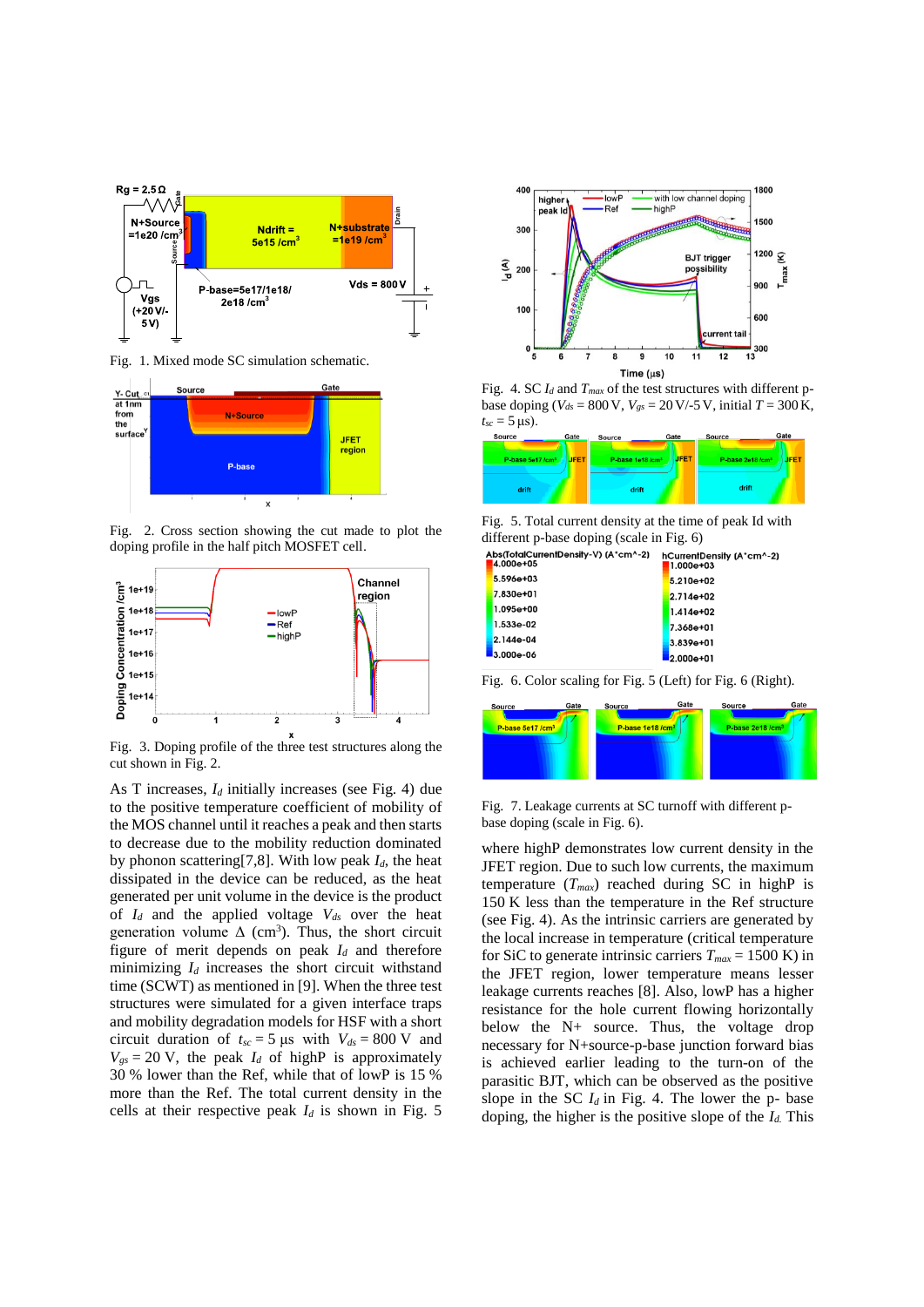Fig. 1. Mixed mode SC simulation schematic.

Fig. 2. Cross section showing the cut made to plot the doping profile in the half pitch MOSFET cell.

Fig. 3. Doping profile of the three test structures along the cut shown in Fig. 2.

As T increases, $I_d$ initially increases (see Fig. 4) due to the positive temperature coefficient of mobility of the MOS channel until it reaches a peak and then starts to decrease due to the mobility reduction dominated by phonon scattering[7,8]. With low peak $I_d$, the heat dissipated in the device can be reduced, as the heat generated per unit volume in the device is the product of $I_d$ and the applied voltage $V_{ds}$ over the heat generation volume $\Delta$ (cm$^3$). Thus, the short circuit figure of merit depends on peak $I_d$ and therefore minimizing $I_d$ increases the short circuit withstand time (SCWT) as mentioned in [9]. When the three test structures were simulated for a given interface traps and mobility degradation models for HSF with a short circuit duration of $t_{sc} = 5$ µs with $V_{ds} = 800$ V and $V_{gs} = 20$ V, the peak $I_d$ of highP is approximately 30 % lower than the Ref, while that of lowP is 15 % more than the Ref. The total current density in the cells at their respective peak $I_d$ is shown in Fig. 5

Fig. 4. SC $I_d$ and $T_{max}$ of the test structures with different p-base doping ($V_{ds} = 800$ V, $V_{gs} = 20$ V/-5 V, initial $T = 300$ K, $t_{sc} = 5$ µs).

Fig. 5. Total current density at the time of peak Id with different p-base doping (scale in Fig. 6)

Fig. 6. Color scaling for Fig. 5 (Left) for Fig. 6 (Right).

Fig. 7. Leakage currents at SC turnoff with different p-base doping (scale in Fig. 6).

where highP demonstrates low current density in the JFET region. Due to such low currents, the maximum temperature ($T_{max}$) reached during SC in highP is 150 K less than the temperature in the Ref structure (see Fig. 4). As the intrinsic carriers are generated by the local increase in temperature (critical temperature for SiC to generate intrinsic carriers $T_{max} = 1500$ K) in the JFET region, lower temperature means lesser leakage currents reaches [8]. Also, lowP has a higher resistance for the hole current flowing horizontally below the N+ source. Thus, the voltage drop necessary for N+source-p-base junction forward bias is achieved earlier leading to the turn-on of the parasitic BJT, which can be observed as the positive slope in the SC $I_d$ in Fig. 4. The lower the p- base doping, the higher is the positive slope of the $I_d$. This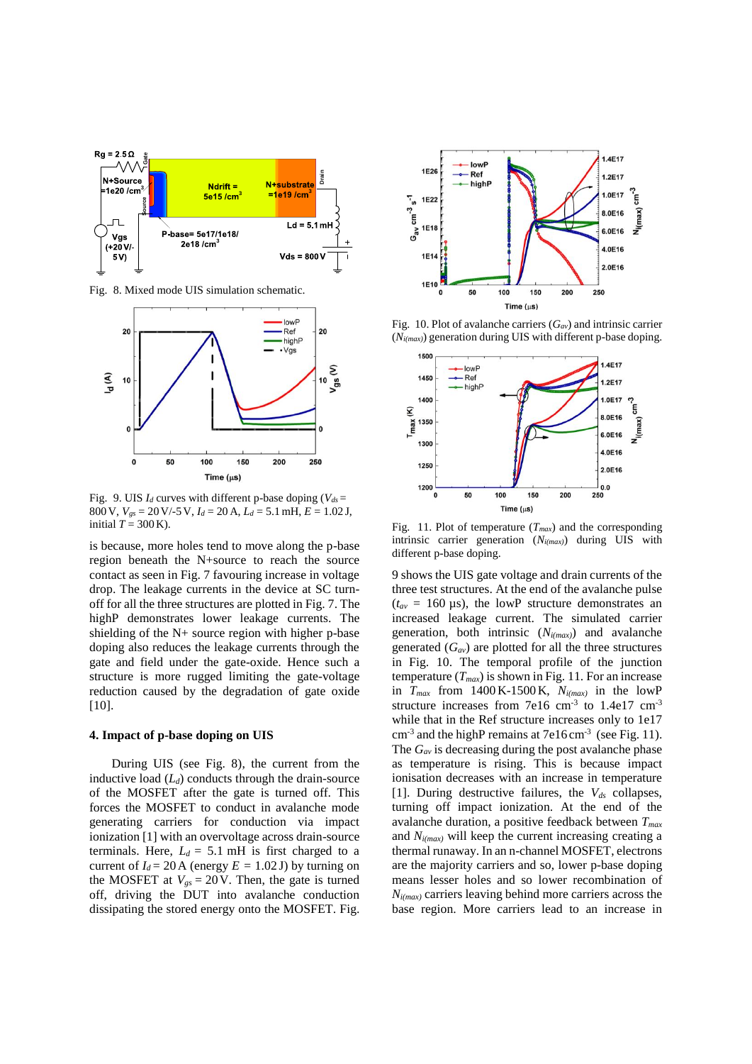Fig. 8. Mixed mode UIS simulation schematic.

Fig. 9. UIS $I_d$ curves with different p-base doping ($V_{ds}$ = 800 V, $V_{gs}$ = 20 V/-5 V, $I_d$ = 20 A, $L_d$ = 5.1 mH, $E$ = 1.02 J, initial $T$ = 300 K).

is because, more holes tend to move along the p-base region beneath the N+source to reach the source contact as seen in Fig. 7 favouring increase in voltage drop. The leakage currents in the device at SC turn-off for all the three structures are plotted in Fig. 7. The highP demonstrates lower leakage currents. The shielding of the N+ source region with higher p-base doping also reduces the leakage currents through the gate and field under the gate-oxide. Hence such a structure is more rugged limiting the gate-voltage reduction caused by the degradation of gate oxide [10].

## 4. Impact of p-base doping on UIS

During UIS (see Fig. 8), the current from the inductive load ($L_d$) conducts through the drain-source of the MOSFET after the gate is turned off. This forces the MOSFET to conduct in avalanche mode generating carriers for conduction via impact ionization [1] with an overvoltage across drain-source terminals. Here, $L_d$ = 5.1 mH is first charged to a current of $I_d$ = 20 A (energy $E$ = 1.02 J) by turning on the MOSFET at $V_{gs}$ = 20 V. Then, the gate is turned off, driving the DUT into avalanche conduction dissipating the stored energy onto the MOSFET. Fig.

Fig. 10. Plot of avalanche carriers ($G_{av}$) and intrinsic carrier ($N_{i(max)}$) generation during UIS with different p-base doping.

Fig. 11. Plot of temperature ($T_{max}$) and the corresponding intrinsic carrier generation ($N_{i(max)}$) during UIS with different p-base doping.

9 shows the UIS gate voltage and drain currents of the three test structures. At the end of the avalanche pulse ($t_{av}$ = 160 µs), the lowP structure demonstrates an increased leakage current. The simulated carrier generation, both intrinsic ($N_{i(max)}$) and avalanche generated ($G_{av}$) are plotted for all the three structures in Fig. 10. The temporal profile of the junction temperature ($T_{max}$) is shown in Fig. 11. For an increase in $T_{max}$ from 1400 K-1500 K, $N_{i(max)}$ in the lowP structure increases from 7e16 cm$^{-3}$ to 1.4e17 cm$^{-3}$ while that in the Ref structure increases only to 1e17 cm$^{-3}$ and the highP remains at 7e16 cm$^{-3}$ (see Fig. 11). The $G_{av}$ is decreasing during the post avalanche phase as temperature is rising. This is because impact ionisation decreases with an increase in temperature [1]. During destructive failures, the $V_{ds}$ collapses, turning off impact ionization. At the end of the avalanche duration, a positive feedback between $T_{max}$ and $N_{i(max)}$ will keep the current increasing creating a thermal runaway. In an n-channel MOSFET, electrons are the majority carriers and so, lower p-base doping means lesser holes and so lower recombination of $N_{i(max)}$ carriers leaving behind more carriers across the base region. More carriers lead to an increase in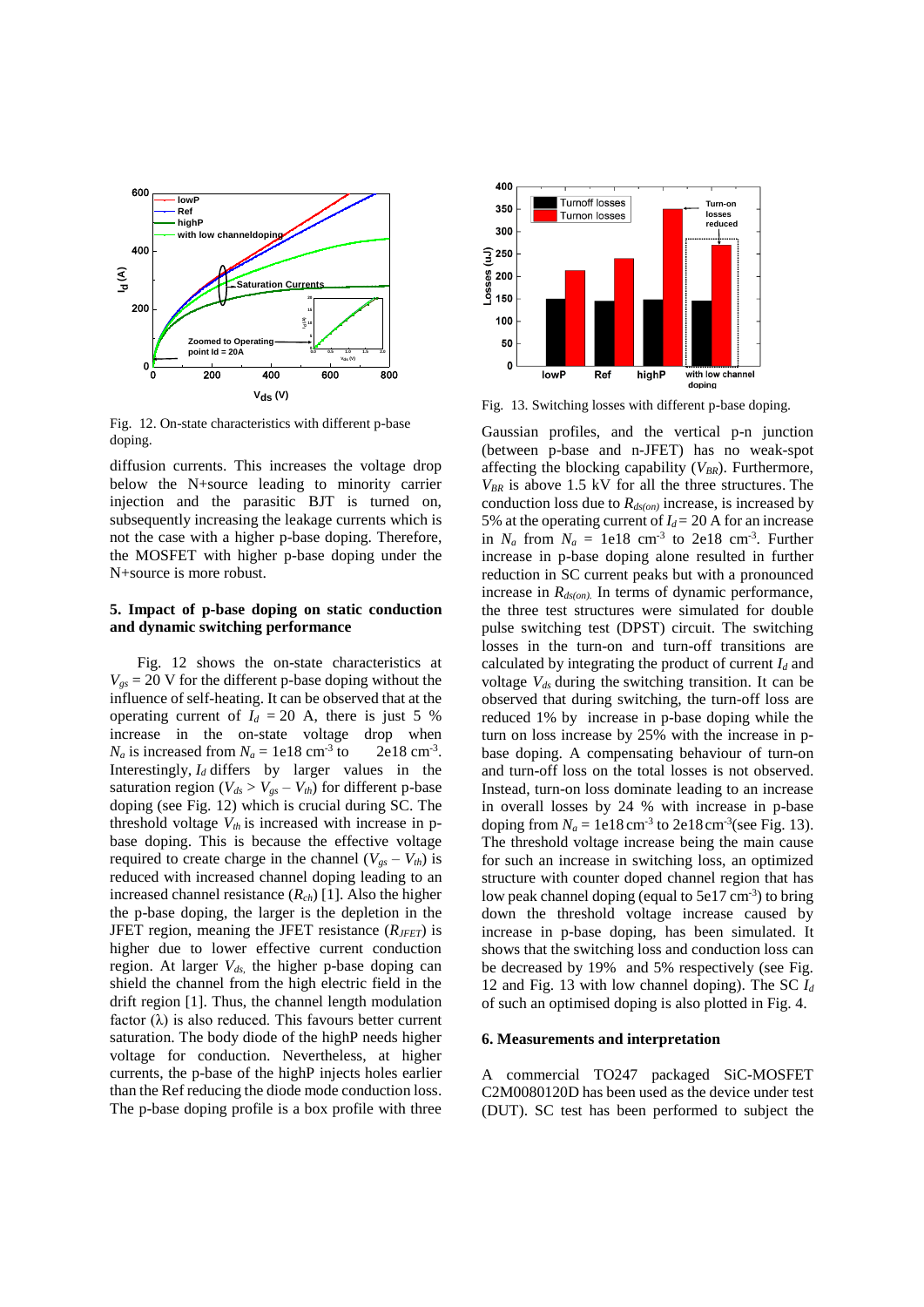Fig. 12. On-state characteristics with different p-base doping.

diffusion currents. This increases the voltage drop below the N+source leading to minority carrier injection and the parasitic BJT is turned on, subsequently increasing the leakage currents which is not the case with a higher p-base doping. Therefore, the MOSFET with higher p-base doping under the N+source is more robust.

## 5. Impact of p-base doping on static conduction and dynamic switching performance

Fig. 12 shows the on-state characteristics at $V_{gs}$ = 20 V for the different p-base doping without the influence of self-heating. It can be observed that at the operating current of $I_d$ = 20 A, there is just 5 % increase in the on-state voltage drop when $N_a$ is increased from $N_a$ = 1e18 cm$^{-3}$ to 2e18 cm$^{-3}$. Interestingly, $I_d$ differs by larger values in the saturation region ($V_{ds} > V_{gs} – V_{th}$) for different p-base doping (see Fig. 12) which is crucial during SC. The threshold voltage $V_{th}$ is increased with increase in p-base doping. This is because the effective voltage required to create charge in the channel ($V_{gs} – V_{th}$) is reduced with increased channel doping leading to an increased channel resistance ($R_{ch}$) [1]. Also the higher the p-base doping, the larger is the depletion in the JFET region, meaning the JFET resistance ($R_{JFET}$) is higher due to lower effective current conduction region. At larger $V_{ds,}$ the higher p-base doping can shield the channel from the high electric field in the drift region [1]. Thus, the channel length modulation factor (λ) is also reduced. This favours better current saturation. The body diode of the highP needs higher voltage for conduction. Nevertheless, at higher currents, the p-base of the highP injects holes earlier than the Ref reducing the diode mode conduction loss. The p-base doping profile is a box profile with three Gaussian profiles, and the vertical p-n junction (between p-base and n-JFET) has no weak-spot affecting the blocking capability ($V_{BR}$). Furthermore, $V_{BR}$ is above 1.5 kV for all the three structures. The conduction loss due to $R_{ds(on)}$ increase, is increased by 5% at the operating current of $I_d$ = 20 A for an increase in $N_a$ from $N_a$ = 1e18 cm$^{-3}$ to 2e18 cm$^{-3}$. Further increase in p-base doping alone resulted in further reduction in SC current peaks but with a pronounced increase in $R_{ds(on)}$. In terms of dynamic performance, the three test structures were simulated for double pulse switching test (DPST) circuit. The switching losses in the turn-on and turn-off transitions are calculated by integrating the product of current $I_d$ and voltage $V_{ds}$ during the switching transition. It can be observed that during switching, the turn-off loss are reduced 1% by increase in p-base doping while the turn on loss increase by 25% with the increase in p-base doping. A compensating behaviour of turn-on and turn-off loss on the total losses is not observed. Instead, turn-on loss dominate leading to an increase in overall losses by 24 % with increase in p-base doping from $N_a$ = 1e18 cm$^{-3}$ to 2e18 cm$^{-3}$(see Fig. 13). The threshold voltage increase being the main cause for such an increase in switching loss, an optimized structure with counter doped channel region that has low peak channel doping (equal to 5e17 cm$^{-3}$) to bring down the threshold voltage increase caused by increase in p-base doping, has been simulated. It shows that the switching loss and conduction loss can be decreased by 19% and 5% respectively (see Fig. 12 and Fig. 13 with low channel doping). The SC $I_d$ of such an optimised doping is also plotted in Fig. 4.

Fig. 13. Switching losses with different p-base doping.

## 6. Measurements and interpretation

A commercial TO247 packaged SiC-MOSFET C2M0080120D has been used as the device under test (DUT). SC test has been performed to subject the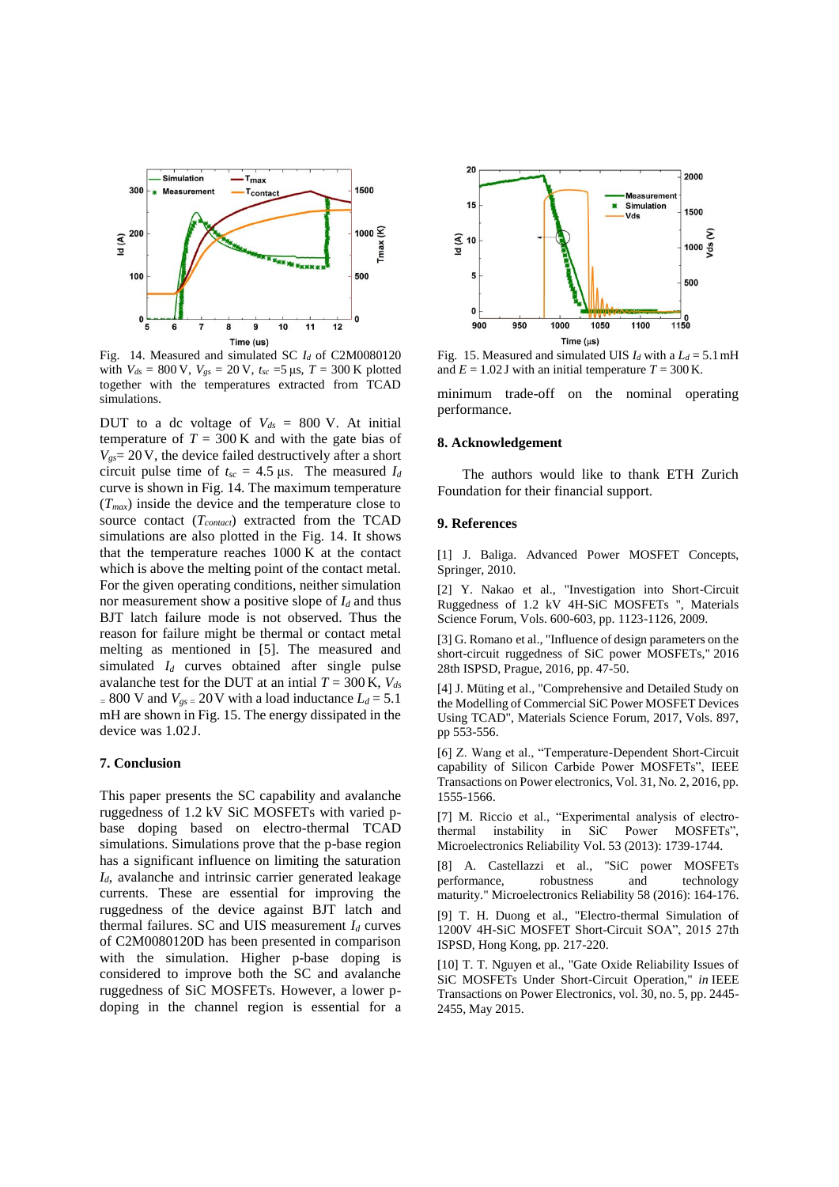Simulation
Measurement
$T_{max}$
$T_{contact}$
Id (A)
Tmax (K)
Time (us)
0
100
200
300
0
500
1000
1500
5
6
7
8
9
10
11
12

Fig. 14. Measured and simulated SC $I_d$ of C2M0080120 with $V_{ds}$ = 800 V, $V_{gs}$ = 20 V, $t_{sc}$ =5 µs, $T$ = 300 K plotted together with the temperatures extracted from TCAD simulations.

Measurement
Simulation
Vds
Id (A)
Vds (V)
Time (µs)
0
5
10
15
20
0
500
1000
1500
2000
900
950
1000
1050
1100
1150

Fig. 15. Measured and simulated UIS $I_d$ with a $L_d$ = 5.1 mH and $E$ = 1.02 J with an initial temperature $T$ = 300 K.

DUT to a dc voltage of $V_{ds}$ = 800 V. At initial temperature of $T$ = 300 K and with the gate bias of $V_{gs}$= 20 V, the device failed destructively after a short circuit pulse time of $t_{sc}$ = 4.5 µs. The measured $I_d$ curve is shown in Fig. 14. The maximum temperature ($T_{max}$) inside the device and the temperature close to source contact ($T_{contact}$) extracted from the TCAD simulations are also plotted in the Fig. 14. It shows that the temperature reaches 1000 K at the contact which is above the melting point of the contact metal. For the given operating conditions, neither simulation nor measurement show a positive slope of $I_d$ and thus BJT latch failure mode is not observed. Thus the reason for failure might be thermal or contact metal melting as mentioned in [5]. The measured and simulated $I_d$ curves obtained after single pulse avalanche test for the DUT at an intial $T$ = 300 K, $V_{ds}$ = 800 V and $V_{gs}$ = 20 V with a load inductance $L_d$ = 5.1 mH are shown in Fig. 15. The energy dissipated in the device was 1.02 J.

## 7. Conclusion

This paper presents the SC capability and avalanche ruggedness of 1.2 kV SiC MOSFETs with varied p-base doping based on electro-thermal TCAD simulations. Simulations prove that the p-base region has a significant influence on limiting the saturation $I_d$, avalanche and intrinsic carrier generated leakage currents. These are essential for improving the ruggedness of the device against BJT latch and thermal failures. SC and UIS measurement $I_d$ curves of C2M0080120D has been presented in comparison with the simulation. Higher p-base doping is considered to improve both the SC and avalanche ruggedness of SiC MOSFETs. However, a lower p-doping in the channel region is essential for a minimum trade-off on the nominal operating performance.

## 8. Acknowledgement

The authors would like to thank ETH Zurich Foundation for their financial support.

## 9. References

[1] J. Baliga. Advanced Power MOSFET Concepts, Springer, 2010.

[2] Y. Nakao et al., "Investigation into Short-Circuit Ruggedness of 1.2 kV 4H-SiC MOSFETs ", Materials Science Forum, Vols. 600-603, pp. 1123-1126, 2009.

[3] G. Romano et al., "Influence of design parameters on the short-circuit ruggedness of SiC power MOSFETs," 2016 28th ISPSD, Prague, 2016, pp. 47-50.

[4] J. Müting et al., "Comprehensive and Detailed Study on the Modelling of Commercial SiC Power MOSFET Devices Using TCAD", Materials Science Forum, 2017, Vols. 897, pp 553-556.

[6] Z. Wang et al., "Temperature-Dependent Short-Circuit capability of Silicon Carbide Power MOSFETs", IEEE Transactions on Power electronics, Vol. 31, No. 2, 2016, pp. 1555-1566.

[7] M. Riccio et al., "Experimental analysis of electro-thermal instability in SiC Power MOSFETs", Microelectronics Reliability Vol. 53 (2013): 1739-1744.

[8] A. Castellazzi et al., "SiC power MOSFETs performance, robustness and technology maturity." Microelectronics Reliability 58 (2016): 164-176.

[9] T. H. Duong et al., "Electro-thermal Simulation of 1200V 4H-SiC MOSFET Short-Circuit SOA", 2015 27th ISPSD, Hong Kong, pp. 217-220.

[10] T. T. Nguyen et al., "Gate Oxide Reliability Issues of SiC MOSFETs Under Short-Circuit Operation," *in* IEEE Transactions on Power Electronics, vol. 30, no. 5, pp. 2445-2455, May 2015.